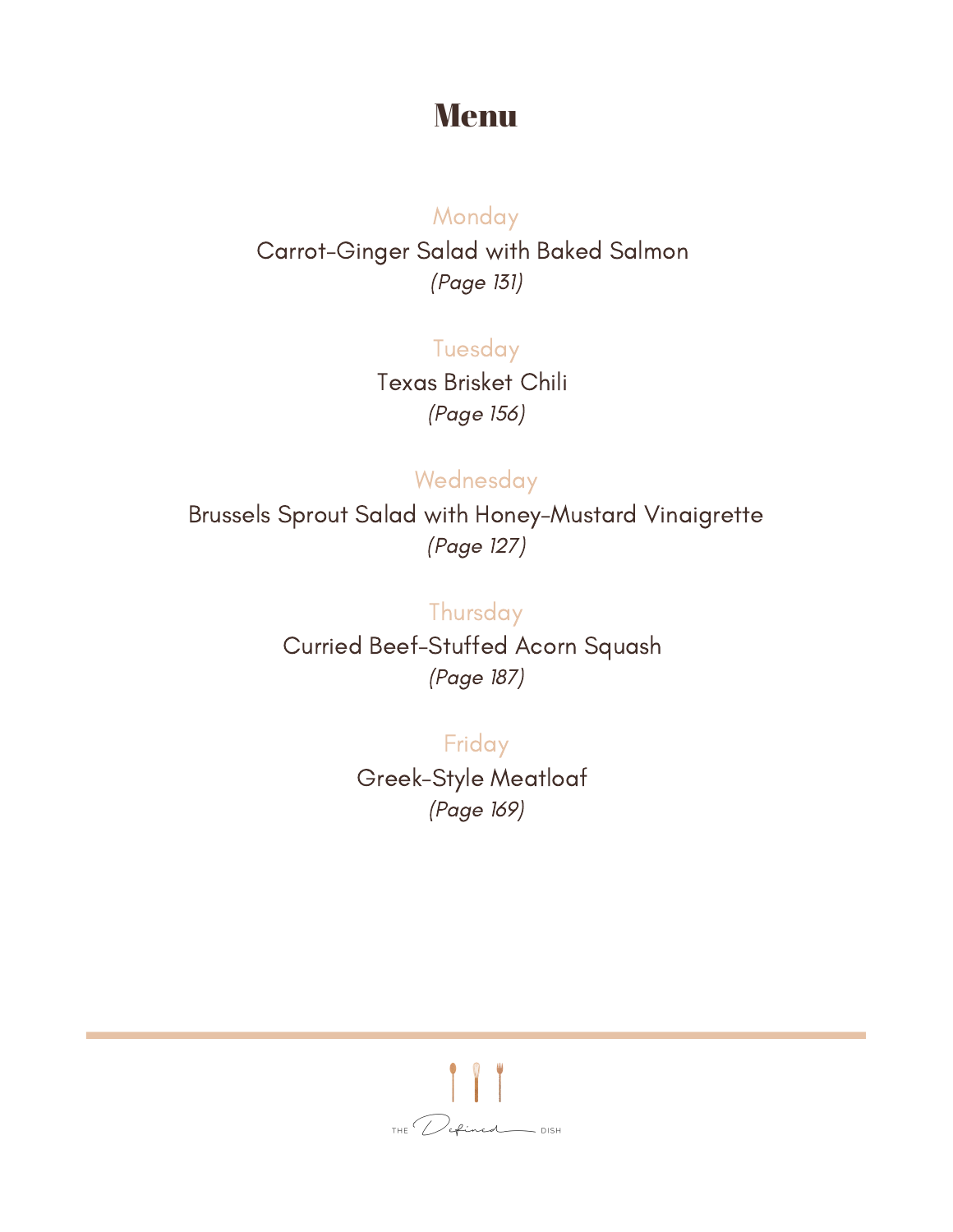# Menu

## Monday

Carrot-Ginger Salad with Baked Salmon

*(Page 131)*

## Tuesday

Texas Brisket Chili

*(Page 156)*

## Wednesday

Brussels Sprout Salad with Honey-Mustard Vinaigrette

*(Page 127)*

## Thursday

Curried Beef-Stuffed Acorn Squash

*(Page 187)*

## Friday

Greek-Style Meatloaf

*(Page 169)*

THE Defined DISH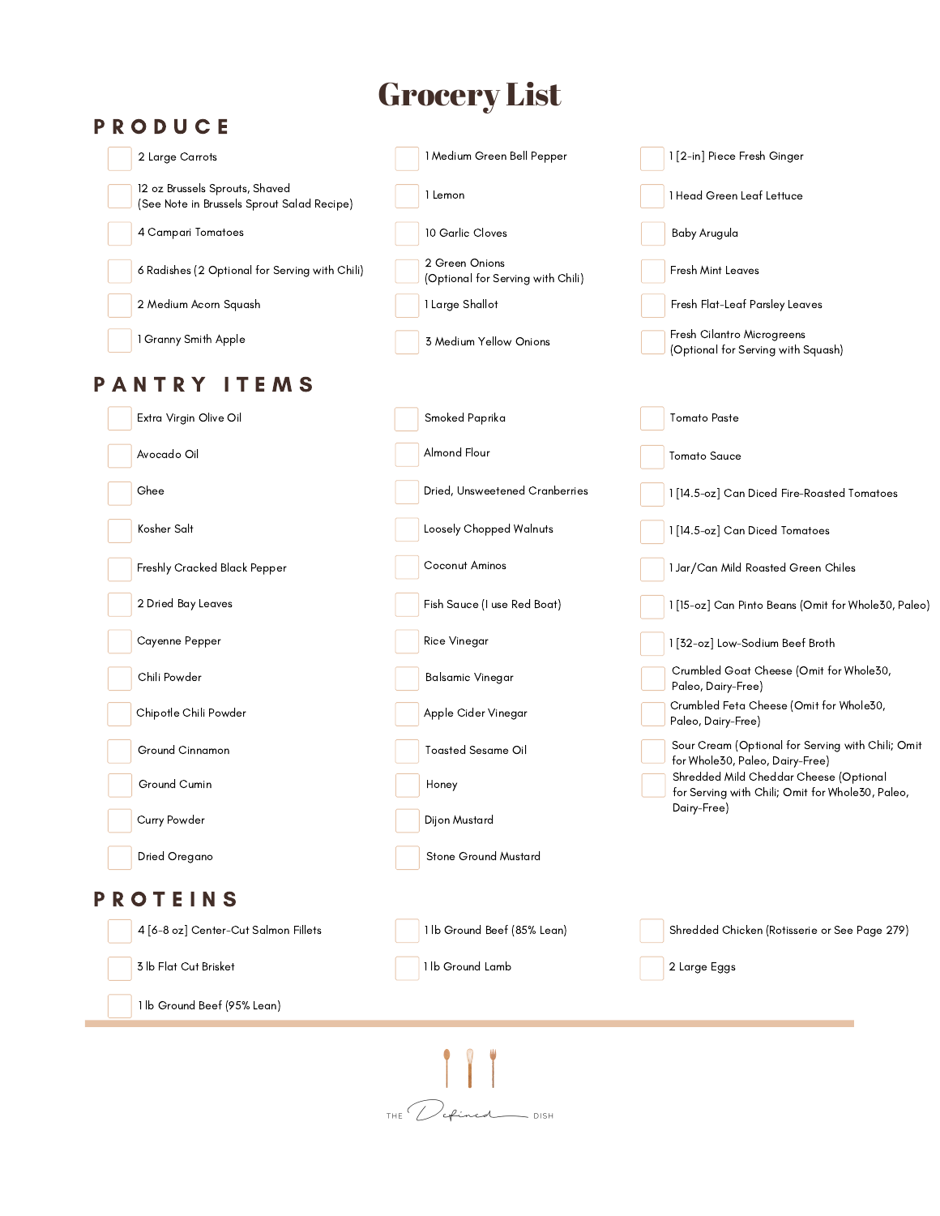# Grocery List

## PRODUCE

- [ ] 2 Large Carrots
- [ ] 12 oz Brussels Sprouts, Shaved (See Note in Brussels Sprout Salad Recipe)
- [ ] 4 Campari Tomatoes
- [ ] 6 Radishes (2 Optional for Serving with Chili)
- [ ] 2 Medium Acorn Squash
- [ ] 1 Granny Smith Apple
- [ ] 1 Medium Green Bell Pepper
- [ ] 1 Lemon
- [ ] 10 Garlic Cloves
- [ ] 2 Green Onions (Optional for Serving with Chili)
- [ ] 1 Large Shallot
- [ ] 3 Medium Yellow Onions
- [ ] 1 [2-in] Piece Fresh Ginger
- [ ] 1 Head Green Leaf Lettuce
- [ ] Baby Arugula
- [ ] Fresh Mint Leaves
- [ ] Fresh Flat-Leaf Parsley Leaves
- [ ] Fresh Cilantro Microgreens (Optional for Serving with Squash)

## PANTRY ITEMS

- [ ] Extra Virgin Olive Oil
- [ ] Avocado Oil
- [ ] Ghee
- [ ] Kosher Salt
- [ ] Freshly Cracked Black Pepper
- [ ] 2 Dried Bay Leaves
- [ ] Cayenne Pepper
- [ ] Chili Powder
- [ ] Chipotle Chili Powder
- [ ] Ground Cinnamon
- [ ] Ground Cumin
- [ ] Curry Powder
- [ ] Dried Oregano
- [ ] Smoked Paprika
- [ ] Almond Flour
- [ ] Dried, Unsweetened Cranberries
- [ ] Loosely Chopped Walnuts
- [ ] Coconut Aminos
- [ ] Fish Sauce (I use Red Boat)
- [ ] Rice Vinegar
- [ ] Balsamic Vinegar
- [ ] Apple Cider Vinegar
- [ ] Toasted Sesame Oil
- [ ] Honey
- [ ] Dijon Mustard
- [ ] Stone Ground Mustard
- [ ] Tomato Paste
- [ ] Tomato Sauce
- [ ] 1 [14.5-oz] Can Diced Fire-Roasted Tomatoes
- [ ] 1 [14.5-oz] Can Diced Tomatoes
- [ ] 1 Jar/Can Mild Roasted Green Chiles
- [ ] 1 [15-oz] Can Pinto Beans (Omit for Whole30, Paleo)
- [ ] 1 [32-oz] Low-Sodium Beef Broth
- [ ] Crumbled Goat Cheese (Omit for Whole30, Paleo, Dairy-Free)
- [ ] Crumbled Feta Cheese (Omit for Whole30, Paleo, Dairy-Free)
- [ ] Sour Cream (Optional for Serving with Chili; Omit for Whole30, Paleo, Dairy-Free)
- [ ] Shredded Mild Cheddar Cheese (Optional for Serving with Chili; Omit for Whole30, Paleo, Dairy-Free)

## PROTEINS

- [ ] 4 [6-8 oz] Center-Cut Salmon Fillets
- [ ] 3 lb Flat Cut Brisket
- [ ] 1 lb Ground Beef (95% Lean)
- [ ] 1 lb Ground Beef (85% Lean)
- [ ] 1 lb Ground Lamb
- [ ] Shredded Chicken (Rotisserie or See Page 279)
- [ ] 2 Large Eggs

THE Defined DISH